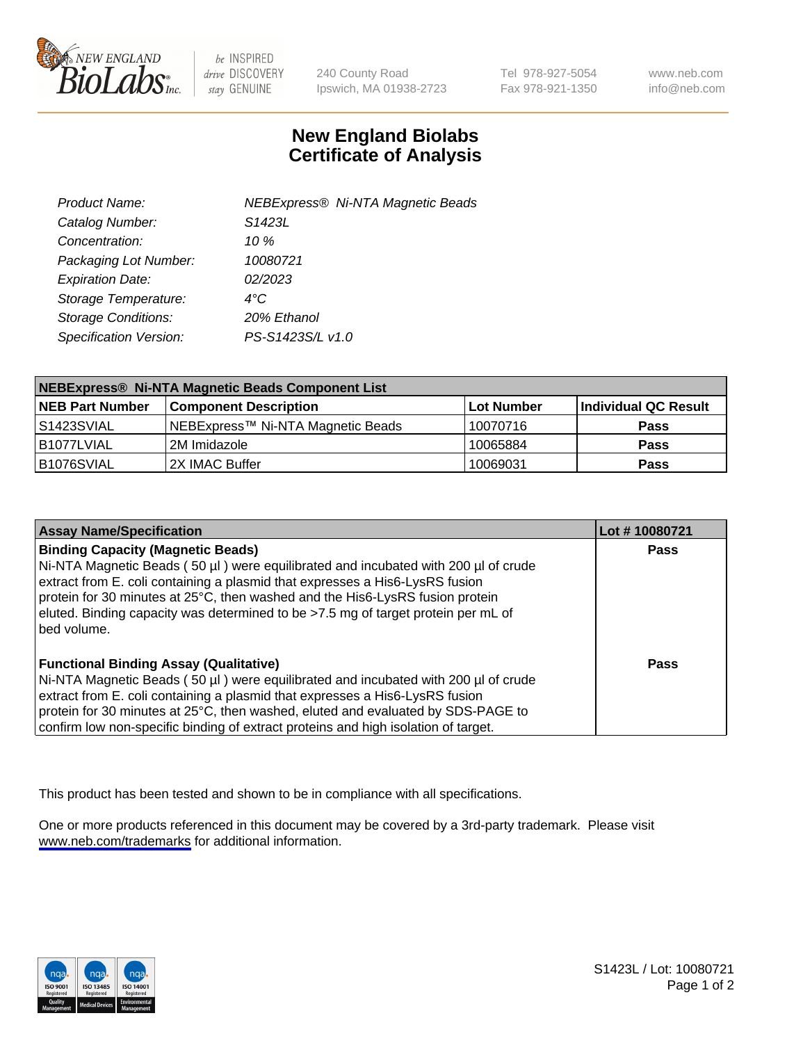# New England Biolabs Certificate of Analysis

| | |
|---|---|
| *Product Name:* | *NEBExpress® Ni-NTA Magnetic Beads* |
| *Catalog Number:* | *S1423L* |
| *Concentration:* | *10 %* |
| *Packaging Lot Number:* | *10080721* |
| *Expiration Date:* | *02/2023* |
| *Storage Temperature:* | *4°C* |
| *Storage Conditions:* | *20% Ethanol* |
| *Specification Version:* | *PS-S1423S/L v1.0* |

| NEBExpress® Ni-NTA Magnetic Beads Component List | | | |
|---|---|---|---|
| **NEB Part Number** | **Component Description** | **Lot Number** | **Individual QC Result** |
| S1423SVIAL | NEBExpress™ Ni-NTA Magnetic Beads | 10070716 | **Pass** |
| B1077LVIAL | 2M Imidazole | 10065884 | **Pass** |
| B1076SVIAL | 2X IMAC Buffer | 10069031 | **Pass** |

| Assay Name/Specification | Lot # 10080721 |
|---|---|
| **Binding Capacity (Magnetic Beads)**<br>Ni-NTA Magnetic Beads ( 50 µl ) were equilibrated and incubated with 200 µl of crude extract from E. coli containing a plasmid that expresses a His6-LysRS fusion protein for 30 minutes at 25°C, then washed and the His6-LysRS fusion protein eluted. Binding capacity was determined to be >7.5 mg of target protein per mL of bed volume. | **Pass** |
| **Functional Binding Assay (Qualitative)**<br>Ni-NTA Magnetic Beads ( 50 µl ) were equilibrated and incubated with 200 µl of crude extract from E. coli containing a plasmid that expresses a His6-LysRS fusion protein for 30 minutes at 25°C, then washed, eluted and evaluated by SDS-PAGE to confirm low non-specific binding of extract proteins and high isolation of target. | **Pass** |

This product has been tested and shown to be in compliance with all specifications.

One or more products referenced in this document may be covered by a 3rd-party trademark. Please visit www.neb.com/trademarks for additional information.

S1423L / Lot: 10080721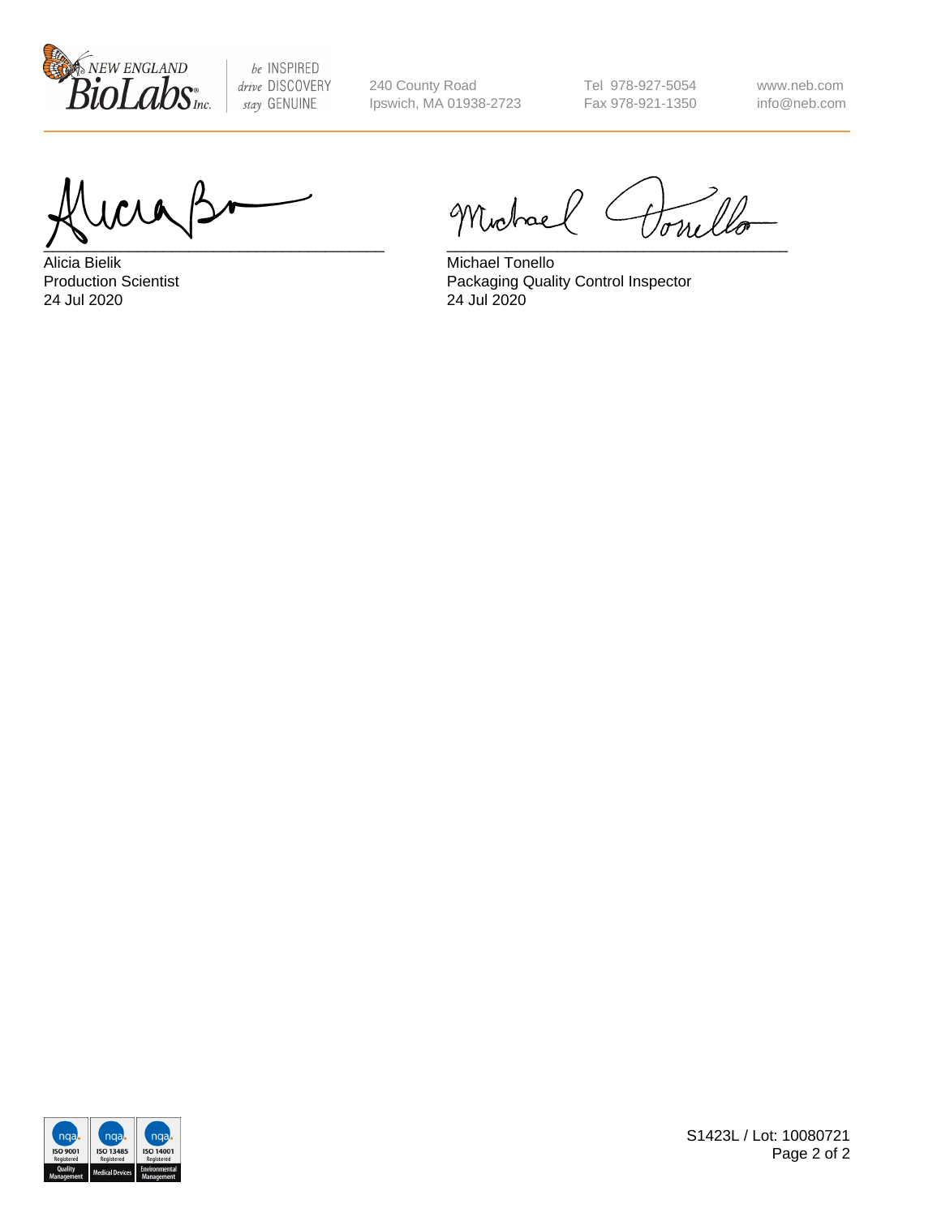be INSPIRED
drive DISCOVERY
stay GENUINE

240 County Road
Ipswich, MA 01938-2723

Tel 978-927-5054
Fax 978-921-1350

www.neb.com
info@neb.com

Alicia Bielik
Production Scientist
24 Jul 2020

Michael Tonello
Packaging Quality Control Inspector
24 Jul 2020

S1423L / Lot: 10080721